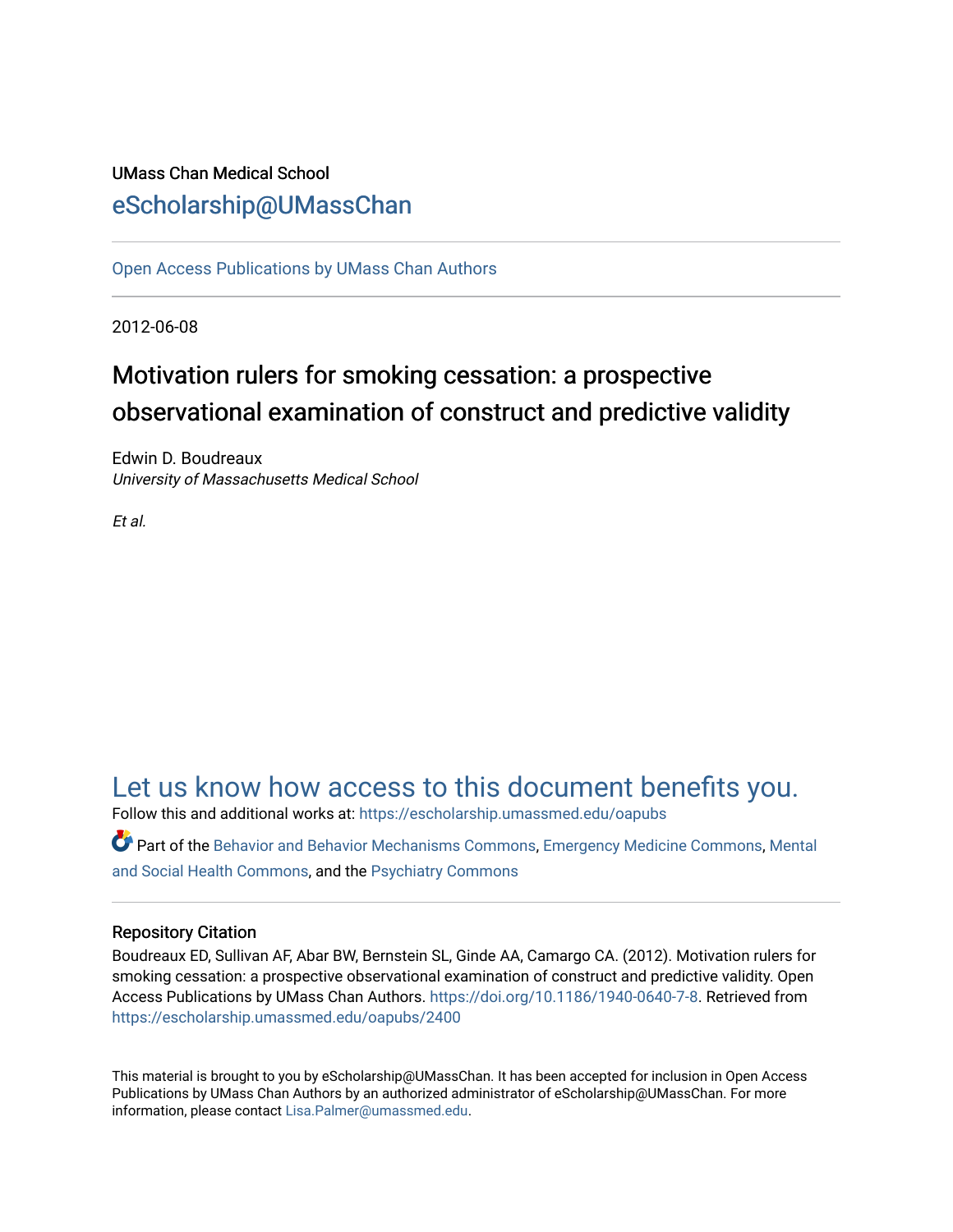UMass Chan Medical School

eScholarship@UMassChan

Open Access Publications by UMass Chan Authors

2012-06-08

# Motivation rulers for smoking cessation: a prospective observational examination of construct and predictive validity

Edwin D. Boudreaux
*University of Massachusetts Medical School*

*Et al.*

## Let us know how access to this document benefits you.

Follow this and additional works at: https://escholarship.umassmed.edu/oapubs

Part of the Behavior and Behavior Mechanisms Commons, Emergency Medicine Commons, Mental and Social Health Commons, and the Psychiatry Commons

### Repository Citation

Boudreaux ED, Sullivan AF, Abar BW, Bernstein SL, Ginde AA, Camargo CA. (2012). Motivation rulers for smoking cessation: a prospective observational examination of construct and predictive validity. Open Access Publications by UMass Chan Authors. https://doi.org/10.1186/1940-0640-7-8. Retrieved from https://escholarship.umassmed.edu/oapubs/2400

This material is brought to you by eScholarship@UMassChan. It has been accepted for inclusion in Open Access Publications by UMass Chan Authors by an authorized administrator of eScholarship@UMassChan. For more information, please contact Lisa.Palmer@umassmed.edu.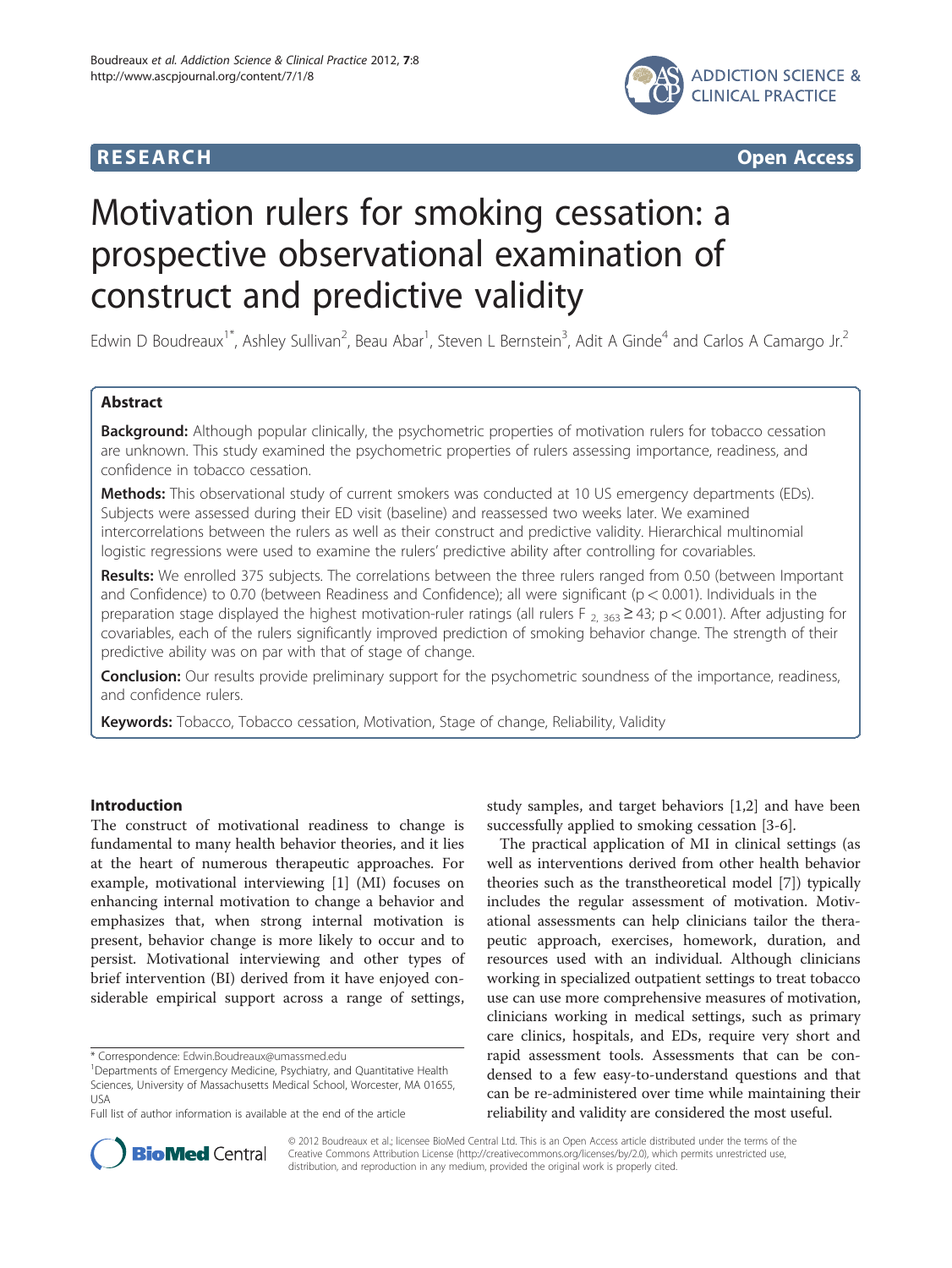# Motivation rulers for smoking cessation: a prospective observational examination of construct and predictive validity

Edwin D Boudreaux[1*], Ashley Sullivan[2], Beau Abar[1], Steven L Bernstein[3], Adit A Ginde[4] and Carlos A Camargo Jr.[2]

## Abstract

**Background:** Although popular clinically, the psychometric properties of motivation rulers for tobacco cessation are unknown. This study examined the psychometric properties of rulers assessing importance, readiness, and confidence in tobacco cessation.

**Methods:** This observational study of current smokers was conducted at 10 US emergency departments (EDs). Subjects were assessed during their ED visit (baseline) and reassessed two weeks later. We examined intercorrelations between the rulers as well as their construct and predictive validity. Hierarchical multinomial logistic regressions were used to examine the rulers' predictive ability after controlling for covariables.

**Results:** We enrolled 375 subjects. The correlations between the three rulers ranged from 0.50 (between Important and Confidence) to 0.70 (between Readiness and Confidence); all were significant ($p < 0.001$). Individuals in the preparation stage displayed the highest motivation-ruler ratings (all rulers $F_{2,\,363} \geq 43$; $p < 0.001$). After adjusting for covariables, each of the rulers significantly improved prediction of smoking behavior change. The strength of their predictive ability was on par with that of stage of change.

**Conclusion:** Our results provide preliminary support for the psychometric soundness of the importance, readiness, and confidence rulers.

**Keywords:** Tobacco, Tobacco cessation, Motivation, Stage of change, Reliability, Validity

## Introduction

The construct of motivational readiness to change is fundamental to many health behavior theories, and it lies at the heart of numerous therapeutic approaches. For example, motivational interviewing [1] (MI) focuses on enhancing internal motivation to change a behavior and emphasizes that, when strong internal motivation is present, behavior change is more likely to occur and to persist. Motivational interviewing and other types of brief intervention (BI) derived from it have enjoyed considerable empirical support across a range of settings, study samples, and target behaviors [1,2] and have been successfully applied to smoking cessation [3-6].

The practical application of MI in clinical settings (as well as interventions derived from other health behavior theories such as the transtheoretical model [7]) typically includes the regular assessment of motivation. Motivational assessments can help clinicians tailor the therapeutic approach, exercises, homework, duration, and resources used with an individual. Although clinicians working in specialized outpatient settings to treat tobacco use can use more comprehensive measures of motivation, clinicians working in medical settings, such as primary care clinics, hospitals, and EDs, require very short and rapid assessment tools. Assessments that can be condensed to a few easy-to-understand questions and that can be re-administered over time while maintaining their reliability and validity are considered the most useful.

\* Correspondence: Edwin.Boudreaux@umassmed.edu
[1]Departments of Emergency Medicine, Psychiatry, and Quantitative Health Sciences, University of Massachusetts Medical School, Worcester, MA 01655, USA
Full list of author information is available at the end of the article

© 2012 Boudreaux et al.; licensee BioMed Central Ltd. This is an Open Access article distributed under the terms of the Creative Commons Attribution License (http://creativecommons.org/licenses/by/2.0), which permits unrestricted use, distribution, and reproduction in any medium, provided the original work is properly cited.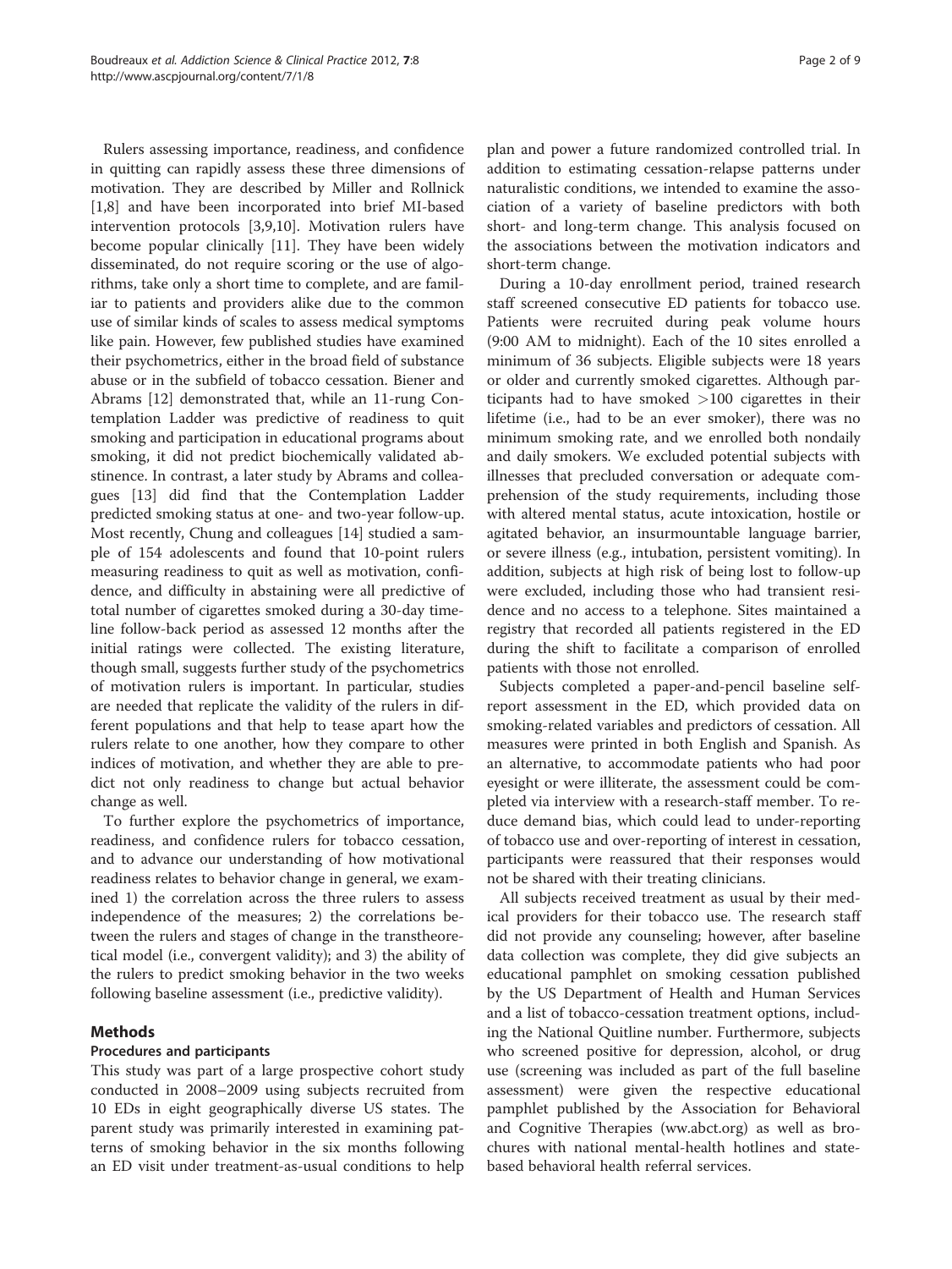Rulers assessing importance, readiness, and confidence in quitting can rapidly assess these three dimensions of motivation. They are described by Miller and Rollnick [1,8] and have been incorporated into brief MI-based intervention protocols [3,9,10]. Motivation rulers have become popular clinically [11]. They have been widely disseminated, do not require scoring or the use of algorithms, take only a short time to complete, and are familiar to patients and providers alike due to the common use of similar kinds of scales to assess medical symptoms like pain. However, few published studies have examined their psychometrics, either in the broad field of substance abuse or in the subfield of tobacco cessation. Biener and Abrams [12] demonstrated that, while an 11-rung Contemplation Ladder was predictive of readiness to quit smoking and participation in educational programs about smoking, it did not predict biochemically validated abstinence. In contrast, a later study by Abrams and colleagues [13] did find that the Contemplation Ladder predicted smoking status at one- and two-year follow-up. Most recently, Chung and colleagues [14] studied a sample of 154 adolescents and found that 10-point rulers measuring readiness to quit as well as motivation, confidence, and difficulty in abstaining were all predictive of total number of cigarettes smoked during a 30-day timeline follow-back period as assessed 12 months after the initial ratings were collected. The existing literature, though small, suggests further study of the psychometrics of motivation rulers is important. In particular, studies are needed that replicate the validity of the rulers in different populations and that help to tease apart how the rulers relate to one another, how they compare to other indices of motivation, and whether they are able to predict not only readiness to change but actual behavior change as well.

To further explore the psychometrics of importance, readiness, and confidence rulers for tobacco cessation, and to advance our understanding of how motivational readiness relates to behavior change in general, we examined 1) the correlation across the three rulers to assess independence of the measures; 2) the correlations between the rulers and stages of change in the transtheoretical model (i.e., convergent validity); and 3) the ability of the rulers to predict smoking behavior in the two weeks following baseline assessment (i.e., predictive validity).

## Methods

### Procedures and participants

This study was part of a large prospective cohort study conducted in 2008–2009 using subjects recruited from 10 EDs in eight geographically diverse US states. The parent study was primarily interested in examining patterns of smoking behavior in the six months following an ED visit under treatment-as-usual conditions to help plan and power a future randomized controlled trial. In addition to estimating cessation-relapse patterns under naturalistic conditions, we intended to examine the association of a variety of baseline predictors with both short- and long-term change. This analysis focused on the associations between the motivation indicators and short-term change.

During a 10-day enrollment period, trained research staff screened consecutive ED patients for tobacco use. Patients were recruited during peak volume hours (9:00 AM to midnight). Each of the 10 sites enrolled a minimum of 36 subjects. Eligible subjects were 18 years or older and currently smoked cigarettes. Although participants had to have smoked >100 cigarettes in their lifetime (i.e., had to be an ever smoker), there was no minimum smoking rate, and we enrolled both nondaily and daily smokers. We excluded potential subjects with illnesses that precluded conversation or adequate comprehension of the study requirements, including those with altered mental status, acute intoxication, hostile or agitated behavior, an insurmountable language barrier, or severe illness (e.g., intubation, persistent vomiting). In addition, subjects at high risk of being lost to follow-up were excluded, including those who had transient residence and no access to a telephone. Sites maintained a registry that recorded all patients registered in the ED during the shift to facilitate a comparison of enrolled patients with those not enrolled.

Subjects completed a paper-and-pencil baseline self-report assessment in the ED, which provided data on smoking-related variables and predictors of cessation. All measures were printed in both English and Spanish. As an alternative, to accommodate patients who had poor eyesight or were illiterate, the assessment could be completed via interview with a research-staff member. To reduce demand bias, which could lead to under-reporting of tobacco use and over-reporting of interest in cessation, participants were reassured that their responses would not be shared with their treating clinicians.

All subjects received treatment as usual by their medical providers for their tobacco use. The research staff did not provide any counseling; however, after baseline data collection was complete, they did give subjects an educational pamphlet on smoking cessation published by the US Department of Health and Human Services and a list of tobacco-cessation treatment options, including the National Quitline number. Furthermore, subjects who screened positive for depression, alcohol, or drug use (screening was included as part of the full baseline assessment) were given the respective educational pamphlet published by the Association for Behavioral and Cognitive Therapies (ww.abct.org) as well as brochures with national mental-health hotlines and state-based behavioral health referral services.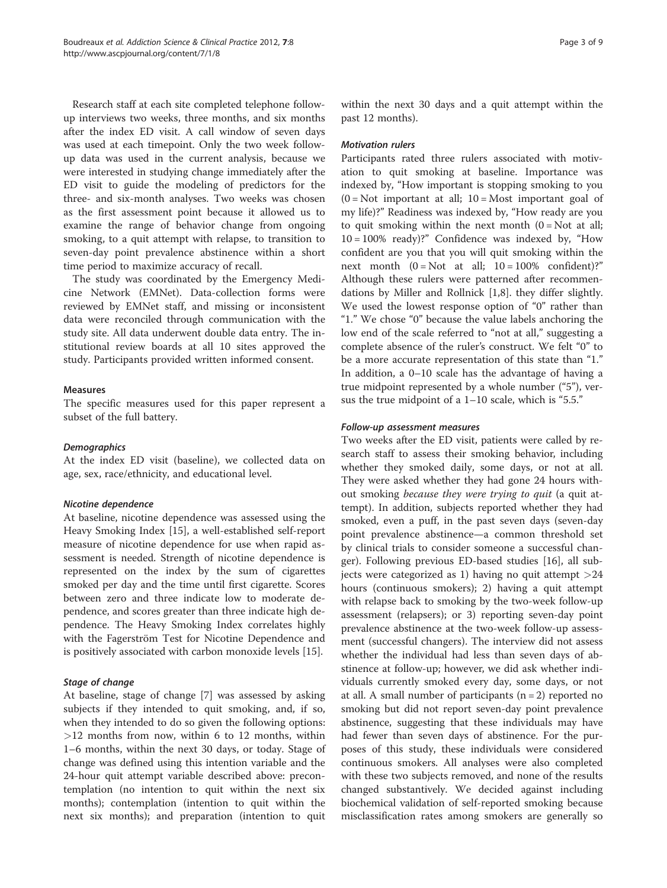Research staff at each site completed telephone follow-up interviews two weeks, three months, and six months after the index ED visit. A call window of seven days was used at each timepoint. Only the two week follow-up data was used in the current analysis, because we were interested in studying change immediately after the ED visit to guide the modeling of predictors for the three- and six-month analyses. Two weeks was chosen as the first assessment point because it allowed us to examine the range of behavior change from ongoing smoking, to a quit attempt with relapse, to transition to seven-day point prevalence abstinence within a short time period to maximize accuracy of recall.

The study was coordinated by the Emergency Medicine Network (EMNet). Data-collection forms were reviewed by EMNet staff, and missing or inconsistent data were reconciled through communication with the study site. All data underwent double data entry. The institutional review boards at all 10 sites approved the study. Participants provided written informed consent.

### Measures

The specific measures used for this paper represent a subset of the full battery.

#### *Demographics*

At the index ED visit (baseline), we collected data on age, sex, race/ethnicity, and educational level.

#### *Nicotine dependence*

At baseline, nicotine dependence was assessed using the Heavy Smoking Index [15], a well-established self-report measure of nicotine dependence for use when rapid assessment is needed. Strength of nicotine dependence is represented on the index by the sum of cigarettes smoked per day and the time until first cigarette. Scores between zero and three indicate low to moderate dependence, and scores greater than three indicate high dependence. The Heavy Smoking Index correlates highly with the Fagerström Test for Nicotine Dependence and is positively associated with carbon monoxide levels [15].

#### *Stage of change*

At baseline, stage of change [7] was assessed by asking subjects if they intended to quit smoking, and, if so, when they intended to do so given the following options: >12 months from now, within 6 to 12 months, within 1–6 months, within the next 30 days, or today. Stage of change was defined using this intention variable and the 24-hour quit attempt variable described above: precontemplation (no intention to quit within the next six months); contemplation (intention to quit within the next six months); and preparation (intention to quit within the next 30 days and a quit attempt within the past 12 months).

#### *Motivation rulers*

Participants rated three rulers associated with motivation to quit smoking at baseline. Importance was indexed by, "How important is stopping smoking to you (0 = Not important at all; 10 = Most important goal of my life)?" Readiness was indexed by, "How ready are you to quit smoking within the next month (0 = Not at all; 10 = 100% ready)?" Confidence was indexed by, "How confident are you that you will quit smoking within the next month (0 = Not at all; 10 = 100% confident)?" Although these rulers were patterned after recommendations by Miller and Rollnick [1,8]. they differ slightly. We used the lowest response option of "0" rather than "1." We chose "0" because the value labels anchoring the low end of the scale referred to "not at all," suggesting a complete absence of the ruler's construct. We felt "0" to be a more accurate representation of this state than "1." In addition, a 0–10 scale has the advantage of having a true midpoint represented by a whole number ("5"), versus the true midpoint of a 1–10 scale, which is "5.5."

#### *Follow-up assessment measures*

Two weeks after the ED visit, patients were called by research staff to assess their smoking behavior, including whether they smoked daily, some days, or not at all. They were asked whether they had gone 24 hours without smoking *because they were trying to quit* (a quit attempt). In addition, subjects reported whether they had smoked, even a puff, in the past seven days (seven-day point prevalence abstinence—a common threshold set by clinical trials to consider someone a successful changer). Following previous ED-based studies [16], all subjects were categorized as 1) having no quit attempt >24 hours (continuous smokers); 2) having a quit attempt with relapse back to smoking by the two-week follow-up assessment (relapsers); or 3) reporting seven-day point prevalence abstinence at the two-week follow-up assessment (successful changers). The interview did not assess whether the individual had less than seven days of abstinence at follow-up; however, we did ask whether individuals currently smoked every day, some days, or not at all. A small number of participants (n = 2) reported no smoking but did not report seven-day point prevalence abstinence, suggesting that these individuals may have had fewer than seven days of abstinence. For the purposes of this study, these individuals were considered continuous smokers. All analyses were also completed with these two subjects removed, and none of the results changed substantively. We decided against including biochemical validation of self-reported smoking because misclassification rates among smokers are generally so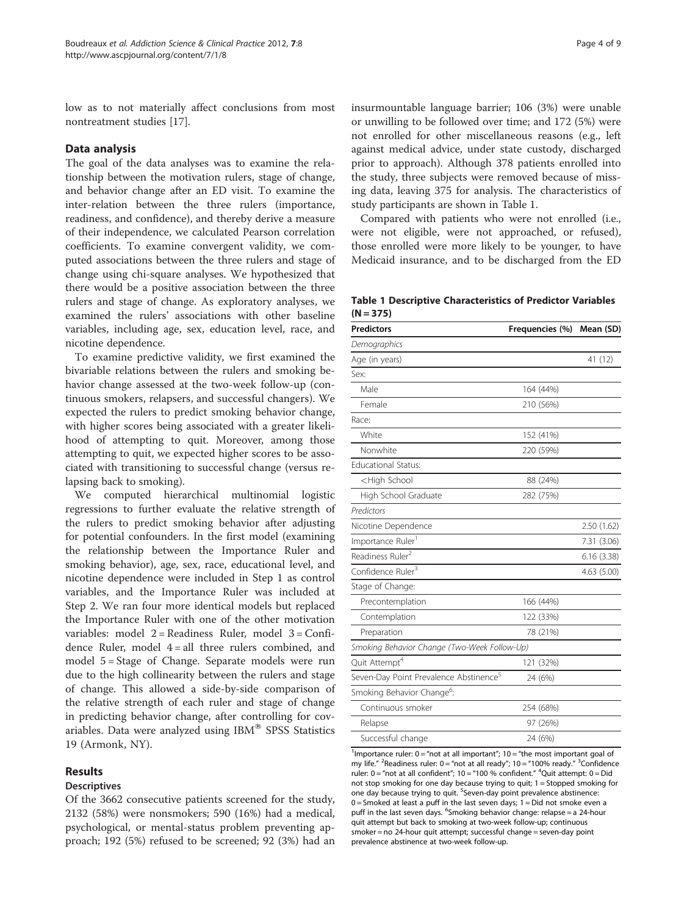low as to not materially affect conclusions from most nontreatment studies [17].

## Data analysis

The goal of the data analyses was to examine the relationship between the motivation rulers, stage of change, and behavior change after an ED visit. To examine the inter-relation between the three rulers (importance, readiness, and confidence), and thereby derive a measure of their independence, we calculated Pearson correlation coefficients. To examine convergent validity, we computed associations between the three rulers and stage of change using chi-square analyses. We hypothesized that there would be a positive association between the three rulers and stage of change. As exploratory analyses, we examined the rulers' associations with other baseline variables, including age, sex, education level, race, and nicotine dependence.

To examine predictive validity, we first examined the bivariable relations between the rulers and smoking behavior change assessed at the two-week follow-up (continuous smokers, relapsers, and successful changers). We expected the rulers to predict smoking behavior change, with higher scores being associated with a greater likelihood of attempting to quit. Moreover, among those attempting to quit, we expected higher scores to be associated with transitioning to successful change (versus relapsing back to smoking).

We computed hierarchical multinomial logistic regressions to further evaluate the relative strength of the rulers to predict smoking behavior after adjusting for potential confounders. In the first model (examining the relationship between the Importance Ruler and smoking behavior), age, sex, race, educational level, and nicotine dependence were included in Step 1 as control variables, and the Importance Ruler was included at Step 2. We ran four more identical models but replaced the Importance Ruler with one of the other motivation variables: model 2 = Readiness Ruler, model 3 = Confidence Ruler, model 4 = all three rulers combined, and model 5 = Stage of Change. Separate models were run due to the high collinearity between the rulers and stage of change. This allowed a side-by-side comparison of the relative strength of each ruler and stage of change in predicting behavior change, after controlling for covariables. Data were analyzed using IBM® SPSS Statistics 19 (Armonk, NY).

## Results

### Descriptives

Of the 3662 consecutive patients screened for the study, 2132 (58%) were nonsmokers; 590 (16%) had a medical, psychological, or mental-status problem preventing approach; 192 (5%) refused to be screened; 92 (3%) had an insurmountable language barrier; 106 (3%) were unable or unwilling to be followed over time; and 172 (5%) were not enrolled for other miscellaneous reasons (e.g., left against medical advice, under state custody, discharged prior to approach). Although 378 patients enrolled into the study, three subjects were removed because of missing data, leaving 375 for analysis. The characteristics of study participants are shown in Table 1.

Compared with patients who were not enrolled (i.e., were not eligible, were not approached, or refused), those enrolled were more likely to be younger, to have Medicaid insurance, and to be discharged from the ED

**Table 1 Descriptive Characteristics of Predictor Variables (N = 375)**

| Predictors | Frequencies (%) | Mean (SD) |
|---|---|---|
| *Demographics* | | |
| Age (in years) | | 41 (12) |
| Sex: | | |
| Male | 164 (44%) | |
| Female | 210 (56%) | |
| Race: | | |
| White | 152 (41%) | |
| Nonwhite | 220 (59%) | |
| Educational Status: | | |
| <High School | 88 (24%) | |
| High School Graduate | 282 (75%) | |
| *Predictors* | | |
| Nicotine Dependence | | 2.50 (1.62) |
| Importance Ruler[1] | | 7.31 (3.06) |
| Readiness Ruler[2] | | 6.16 (3.38) |
| Confidence Ruler[3] | | 4.63 (5.00) |
| Stage of Change: | | |
| Precontemplation | 166 (44%) | |
| Contemplation | 122 (33%) | |
| Preparation | 78 (21%) | |
| *Smoking Behavior Change (Two-Week Follow-Up)* | | |
| Quit Attempt[4] | 121 (32%) | |
| Seven-Day Point Prevalence Abstinence[5] | 24 (6%) | |
| Smoking Behavior Change[6]: | | |
| Continuous smoker | 254 (68%) | |
| Relapse | 97 (26%) | |
| Successful change | 24 (6%) | |

[1]Importance ruler: 0 = "not at all important"; 10 = "the most important goal of my life." [2]Readiness ruler: 0 = "not at all ready"; 10 = "100% ready." [3]Confidence ruler: 0 = "not at all confident"; 10 = "100 % confident." [4]Quit attempt: 0 = Did not stop smoking for one day because trying to quit; 1 = Stopped smoking for one day because trying to quit. [5]Seven-day point prevalence abstinence: 0 = Smoked at least a puff in the last seven days; 1 = Did not smoke even a puff in the last seven days. [6]Smoking behavior change: relapse = a 24-hour quit attempt but back to smoking at two-week follow-up; continuous smoker = no 24-hour quit attempt; successful change = seven-day point prevalence abstinence at two-week follow-up.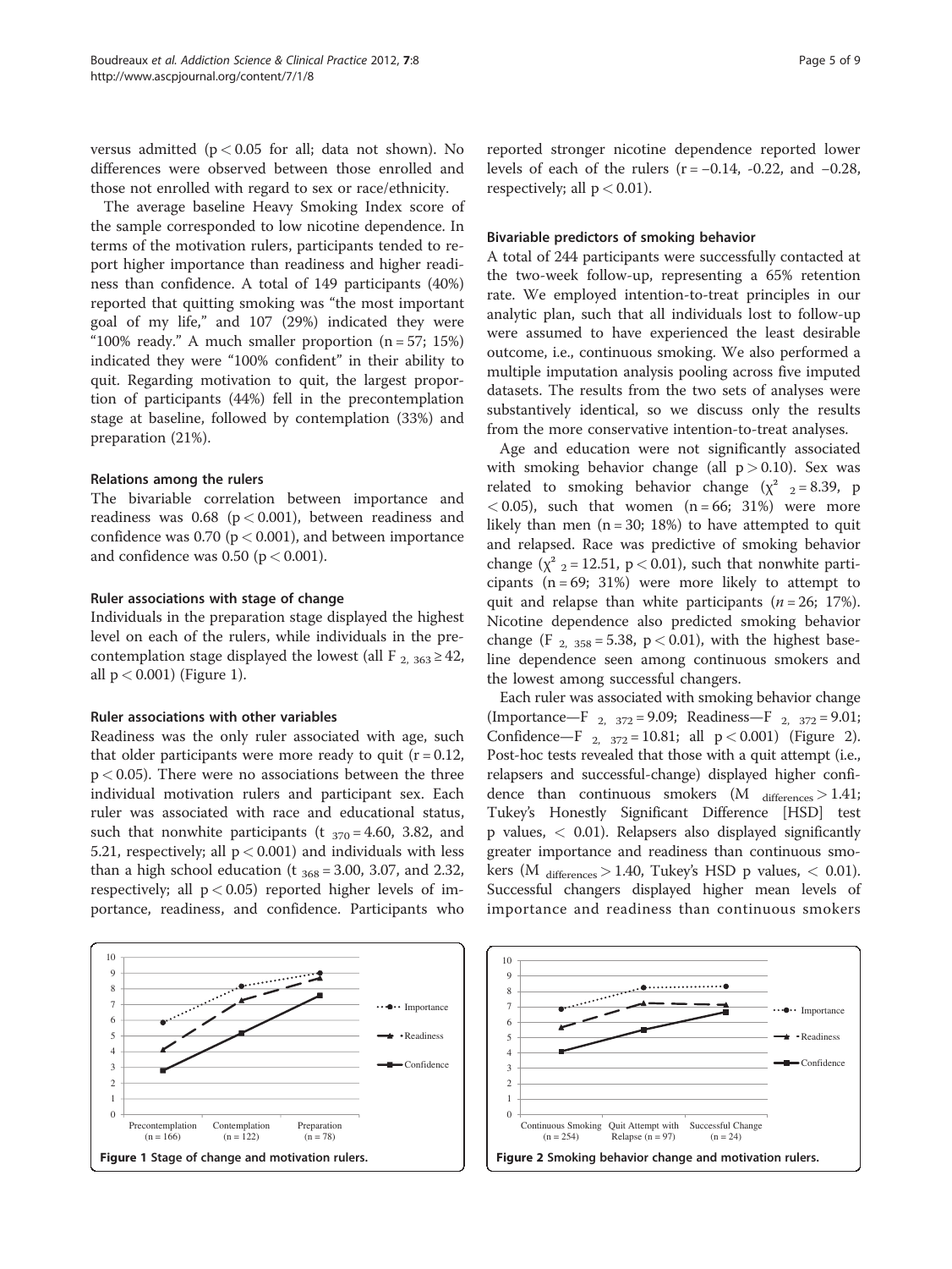versus admitted ($p < 0.05$ for all; data not shown). No differences were observed between those enrolled and those not enrolled with regard to sex or race/ethnicity.

The average baseline Heavy Smoking Index score of the sample corresponded to low nicotine dependence. In terms of the motivation rulers, participants tended to report higher importance than readiness and higher readiness than confidence. A total of 149 participants (40%) reported that quitting smoking was "the most important goal of my life," and 107 (29%) indicated they were "100% ready." A much smaller proportion (n = 57; 15%) indicated they were "100% confident" in their ability to quit. Regarding motivation to quit, the largest proportion of participants (44%) fell in the precontemplation stage at baseline, followed by contemplation (33%) and preparation (21%).

### Relations among the rulers

The bivariable correlation between importance and readiness was 0.68 ($p < 0.001$), between readiness and confidence was 0.70 ($p < 0.001$), and between importance and confidence was 0.50 ($p < 0.001$).

### Ruler associations with stage of change

Individuals in the preparation stage displayed the highest level on each of the rulers, while individuals in the precontemplation stage displayed the lowest (all $F_{2, 363} \geq 42$, all $p < 0.001$) (Figure 1).

### Ruler associations with other variables

Readiness was the only ruler associated with age, such that older participants were more ready to quit ($r = 0.12$, $p < 0.05$). There were no associations between the three individual motivation rulers and participant sex. Each ruler was associated with race and educational status, such that nonwhite participants ($t_{370} = 4.60$, 3.82, and 5.21, respectively; all $p < 0.001$) and individuals with less than a high school education ($t_{368} = 3.00$, 3.07, and 2.32, respectively; all $p < 0.05$) reported higher levels of importance, readiness, and confidence. Participants who reported stronger nicotine dependence reported lower levels of each of the rulers ($r = -0.14$, -0.22, and $-0.28$, respectively; all $p < 0.01$).

### Bivariable predictors of smoking behavior

A total of 244 participants were successfully contacted at the two-week follow-up, representing a 65% retention rate. We employed intention-to-treat principles in our analytic plan, such that all individuals lost to follow-up were assumed to have experienced the least desirable outcome, i.e., continuous smoking. We also performed a multiple imputation analysis pooling across five imputed datasets. The results from the two sets of analyses were substantively identical, so we discuss only the results from the more conservative intention-to-treat analyses.

Age and education were not significantly associated with smoking behavior change (all $p > 0.10$). Sex was related to smoking behavior change ($\chi^2_{2} = 8.39$, $p < 0.05$), such that women (n = 66; 31%) were more likely than men (n = 30; 18%) to have attempted to quit and relapsed. Race was predictive of smoking behavior change ($\chi^2_{2} = 12.51$, $p < 0.01$), such that nonwhite participants (n = 69; 31%) were more likely to attempt to quit and relapse than white participants (*n* = 26; 17%). Nicotine dependence also predicted smoking behavior change ($F_{2, 358} = 5.38$, $p < 0.01$), with the highest baseline dependence seen among continuous smokers and the lowest among successful changers.

Each ruler was associated with smoking behavior change (Importance—$F_{2, 372} = 9.09$; Readiness—$F_{2, 372} = 9.01$; Confidence—$F_{2, 372} = 10.81$; all $p < 0.001$) (Figure 2). Post-hoc tests revealed that those with a quit attempt (i.e., relapsers and successful-change) displayed higher confidence than continuous smokers ($M_{differences} > 1.41$; Tukey's Honestly Significant Difference [HSD] test p values, < 0.01). Relapsers also displayed significantly greater importance and readiness than continuous smokers ($M_{differences} > 1.40$, Tukey's HSD p values, < 0.01). Successful changers displayed higher mean levels of importance and readiness than continuous smokers

**Figure 1** Stage of change and motivation rulers.

**Figure 2** Smoking behavior change and motivation rulers.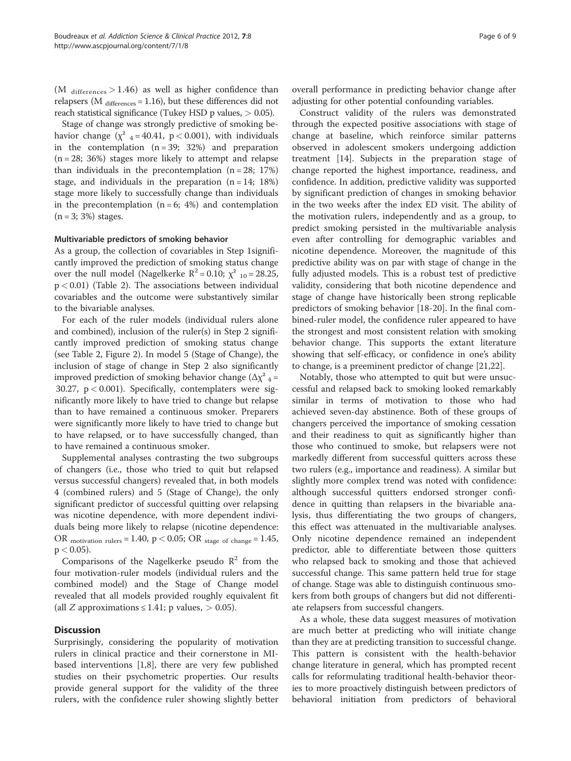($M_{differences} > 1.46$) as well as higher confidence than relapsers ($M_{differences} = 1.16$), but these differences did not reach statistical significance (Tukey HSD p values, $> 0.05$).

Stage of change was strongly predictive of smoking behavior change ($\chi^2_4 = 40.41$, $p < 0.001$), with individuals in the contemplation (n = 39; 32%) and preparation (n = 28; 36%) stages more likely to attempt and relapse than individuals in the precontemplation (n = 28; 17%) stage, and individuals in the preparation (n = 14; 18%) stage more likely to successfully change than individuals in the precontemplation (n = 6; 4%) and contemplation (n = 3; 3%) stages.

#### Multivariable predictors of smoking behavior

As a group, the collection of covariables in Step 1significantly improved the prediction of smoking status change over the null model (Nagelkerke $R^2 = 0.10$; $\chi^2_{10} = 28.25$, $p < 0.01$) (Table 2). The associations between individual covariables and the outcome were substantively similar to the bivariable analyses.

For each of the ruler models (individual rulers alone and combined), inclusion of the ruler(s) in Step 2 significantly improved prediction of smoking status change (see Table 2, Figure 2). In model 5 (Stage of Change), the inclusion of stage of change in Step 2 also significantly improved prediction of smoking behavior change ($\Delta\chi^2_4 = 30.27$, $p < 0.001$). Specifically, contemplaters were significantly more likely to have tried to change but relapse than to have remained a continuous smoker. Preparers were significantly more likely to have tried to change but to have relapsed, or to have successfully changed, than to have remained a continuous smoker.

Supplemental analyses contrasting the two subgroups of changers (i.e., those who tried to quit but relapsed versus successful changers) revealed that, in both models 4 (combined rulers) and 5 (Stage of Change), the only significant predictor of successful quitting over relapsing was nicotine dependence, with more dependent individuals being more likely to relapse (nicotine dependence: $OR_{motivation\ rulers} = 1.40$, $p < 0.05$; $OR_{stage\ of\ change} = 1.45$, $p < 0.05$).

Comparisons of the Nagelkerke pseudo $R^2$ from the four motivation-ruler models (individual rulers and the combined model) and the Stage of Change model revealed that all models provided roughly equivalent fit (all $Z$ approximations $\leq 1.41$; p values, $> 0.05$).

## Discussion

Surprisingly, considering the popularity of motivation rulers in clinical practice and their cornerstone in MI-based interventions [1,8], there are very few published studies on their psychometric properties. Our results provide general support for the validity of the three rulers, with the confidence ruler showing slightly better overall performance in predicting behavior change after adjusting for other potential confounding variables.

Construct validity of the rulers was demonstrated through the expected positive associations with stage of change at baseline, which reinforce similar patterns observed in adolescent smokers undergoing addiction treatment [14]. Subjects in the preparation stage of change reported the highest importance, readiness, and confidence. In addition, predictive validity was supported by significant prediction of changes in smoking behavior in the two weeks after the index ED visit. The ability of the motivation rulers, independently and as a group, to predict smoking persisted in the multivariable analysis even after controlling for demographic variables and nicotine dependence. Moreover, the magnitude of this predictive ability was on par with stage of change in the fully adjusted models. This is a robust test of predictive validity, considering that both nicotine dependence and stage of change have historically been strong replicable predictors of smoking behavior [18-20]. In the final combined-ruler model, the confidence ruler appeared to have the strongest and most consistent relation with smoking behavior change. This supports the extant literature showing that self-efficacy, or confidence in one's ability to change, is a preeminent predictor of change [21,22].

Notably, those who attempted to quit but were unsuccessful and relapsed back to smoking looked remarkably similar in terms of motivation to those who had achieved seven-day abstinence. Both of these groups of changers perceived the importance of smoking cessation and their readiness to quit as significantly higher than those who continued to smoke, but relapsers were not markedly different from successful quitters across these two rulers (e.g., importance and readiness). A similar but slightly more complex trend was noted with confidence: although successful quitters endorsed stronger confidence in quitting than relapsers in the bivariable analysis, thus differentiating the two groups of changers, this effect was attenuated in the multivariable analyses. Only nicotine dependence remained an independent predictor, able to differentiate between those quitters who relapsed back to smoking and those that achieved successful change. This same pattern held true for stage of change. Stage was able to distinguish continuous smokers from both groups of changers but did not differentiate relapsers from successful changers.

As a whole, these data suggest measures of motivation are much better at predicting who will initiate change than they are at predicting transition to successful change. This pattern is consistent with the health-behavior change literature in general, which has prompted recent calls for reformulating traditional health-behavior theories to more proactively distinguish between predictors of behavioral initiation from predictors of behavioral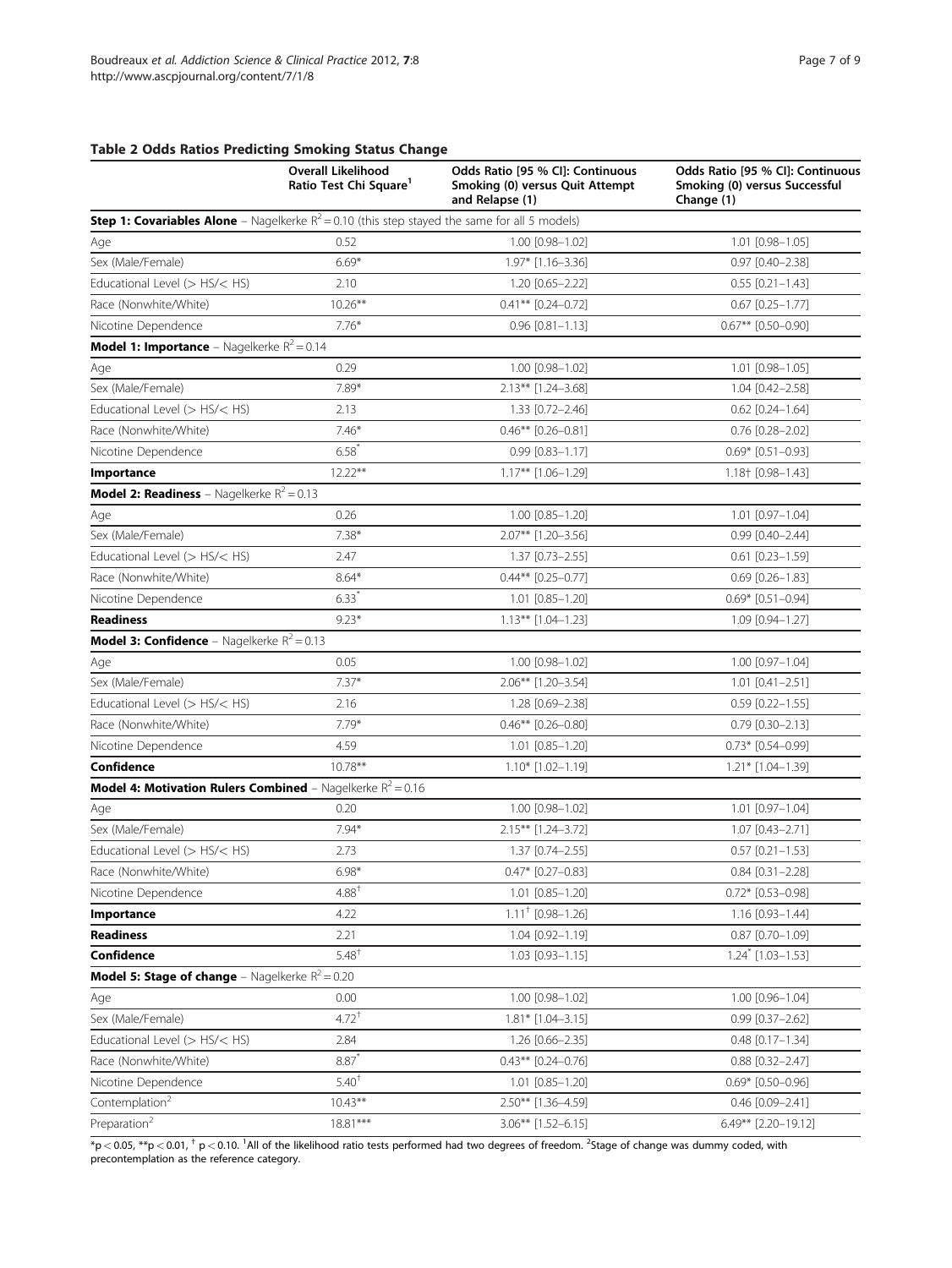## Table 2 Odds Ratios Predicting Smoking Status Change

| | Overall Likelihood Ratio Test Chi Square[1] | Odds Ratio [95 % CI]: Continuous Smoking (0) versus Quit Attempt and Relapse (1) | Odds Ratio [95 % CI]: Continuous Smoking (0) versus Successful Change (1) |
|---|---|---|---|
| **Step 1: Covariables Alone** – Nagelkerke $R^2 = 0.10$ (this step stayed the same for all 5 models) | | | |
| Age | 0.52 | 1.00 [0.98–1.02] | 1.01 [0.98–1.05] |
| Sex (Male/Female) | 6.69* | 1.97* [1.16–3.36] | 0.97 [0.40–2.38] |
| Educational Level (> HS/< HS) | 2.10 | 1.20 [0.65–2.22] | 0.55 [0.21–1.43] |
| Race (Nonwhite/White) | 10.26** | 0.41** [0.24–0.72] | 0.67 [0.25–1.77] |
| Nicotine Dependence | 7.76* | 0.96 [0.81–1.13] | 0.67** [0.50–0.90] |
| **Model 1: Importance** – Nagelkerke $R^2 = 0.14$ | | | |
| Age | 0.29 | 1.00 [0.98–1.02] | 1.01 [0.98–1.05] |
| Sex (Male/Female) | 7.89* | 2.13** [1.24–3.68] | 1.04 [0.42–2.58] |
| Educational Level (> HS/< HS) | 2.13 | 1.33 [0.72–2.46] | 0.62 [0.24–1.64] |
| Race (Nonwhite/White) | 7.46* | 0.46** [0.26–0.81] | 0.76 [0.28–2.02] |
| Nicotine Dependence | 6.58* | 0.99 [0.83–1.17] | 0.69* [0.51–0.93] |
| **Importance** | 12.22** | 1.17** [1.06–1.29] | 1.18† [0.98–1.43] |
| **Model 2: Readiness** – Nagelkerke $R^2 = 0.13$ | | | |
| Age | 0.26 | 1.00 [0.85–1.20] | 1.01 [0.97–1.04] |
| Sex (Male/Female) | 7.38* | 2.07** [1.20–3.56] | 0.99 [0.40–2.44] |
| Educational Level (> HS/< HS) | 2.47 | 1.37 [0.73–2.55] | 0.61 [0.23–1.59] |
| Race (Nonwhite/White) | 8.64* | 0.44** [0.25–0.77] | 0.69 [0.26–1.83] |
| Nicotine Dependence | 6.33* | 1.01 [0.85–1.20] | 0.69* [0.51–0.94] |
| **Readiness** | 9.23* | 1.13** [1.04–1.23] | 1.09 [0.94–1.27] |
| **Model 3: Confidence** – Nagelkerke $R^2 = 0.13$ | | | |
| Age | 0.05 | 1.00 [0.98–1.02] | 1.00 [0.97–1.04] |
| Sex (Male/Female) | 7.37* | 2.06** [1.20–3.54] | 1.01 [0.41–2.51] |
| Educational Level (> HS/< HS) | 2.16 | 1.28 [0.69–2.38] | 0.59 [0.22–1.55] |
| Race (Nonwhite/White) | 7.79* | 0.46** [0.26–0.80] | 0.79 [0.30–2.13] |
| Nicotine Dependence | 4.59 | 1.01 [0.85–1.20] | 0.73* [0.54–0.99] |
| **Confidence** | 10.78** | 1.10* [1.02–1.19] | 1.21* [1.04–1.39] |
| **Model 4: Motivation Rulers Combined** – Nagelkerke $R^2 = 0.16$ | | | |
| Age | 0.20 | 1.00 [0.98–1.02] | 1.01 [0.97–1.04] |
| Sex (Male/Female) | 7.94* | 2.15** [1.24–3.72] | 1.07 [0.43–2.71] |
| Educational Level (> HS/< HS) | 2.73 | 1.37 [0.74–2.55] | 0.57 [0.21–1.53] |
| Race (Nonwhite/White) | 6.98* | 0.47* [0.27–0.83] | 0.84 [0.31–2.28] |
| Nicotine Dependence | 4.88† | 1.01 [0.85–1.20] | 0.72* [0.53–0.98] |
| **Importance** | 4.22 | 1.11† [0.98–1.26] | 1.16 [0.93–1.44] |
| **Readiness** | 2.21 | 1.04 [0.92–1.19] | 0.87 [0.70–1.09] |
| **Confidence** | 5.48† | 1.03 [0.93–1.15] | 1.24* [1.03–1.53] |
| **Model 5: Stage of change** – Nagelkerke $R^2 = 0.20$ | | | |
| Age | 0.00 | 1.00 [0.98–1.02] | 1.00 [0.96–1.04] |
| Sex (Male/Female) | 4.72† | 1.81* [1.04–3.15] | 0.99 [0.37–2.62] |
| Educational Level (> HS/< HS) | 2.84 | 1.26 [0.66–2.35] | 0.48 [0.17–1.34] |
| Race (Nonwhite/White) | 8.87* | 0.43** [0.24–0.76] | 0.88 [0.32–2.47] |
| Nicotine Dependence | 5.40† | 1.01 [0.85–1.20] | 0.69* [0.50–0.96] |
| Contemplation[2] | 10.43** | 2.50** [1.36–4.59] | 0.46 [0.09–2.41] |
| Preparation[2] | 18.81*** | 3.06** [1.52–6.15] | 6.49** [2.20–19.12] |

*$p < 0.05$, **$p < 0.01$, † $p < 0.10$. [1]All of the likelihood ratio tests performed had two degrees of freedom. [2]Stage of change was dummy coded, with precontemplation as the reference category.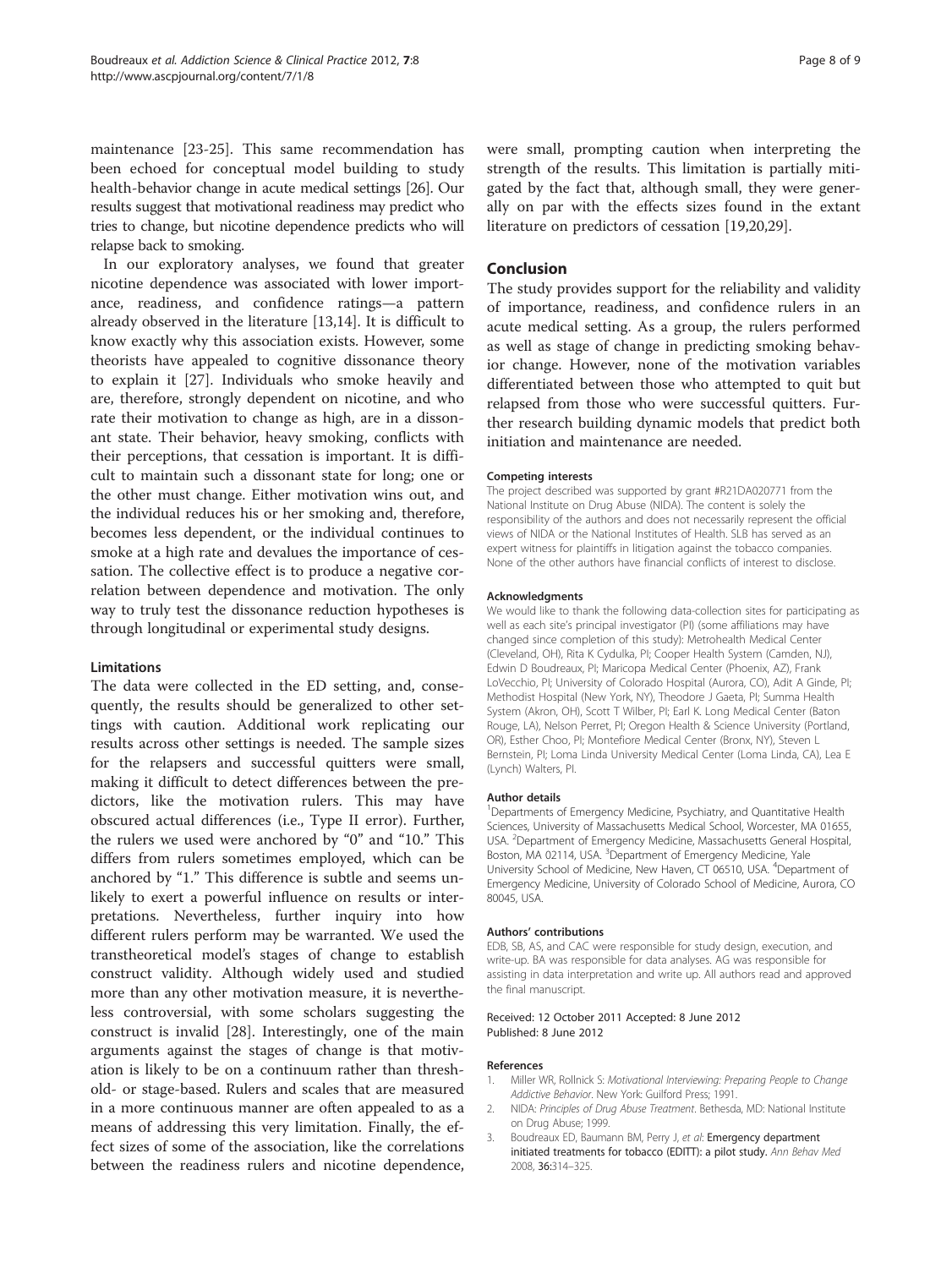maintenance [23-25]. This same recommendation has been echoed for conceptual model building to study health-behavior change in acute medical settings [26]. Our results suggest that motivational readiness may predict who tries to change, but nicotine dependence predicts who will relapse back to smoking.

In our exploratory analyses, we found that greater nicotine dependence was associated with lower importance, readiness, and confidence ratings—a pattern already observed in the literature [13,14]. It is difficult to know exactly why this association exists. However, some theorists have appealed to cognitive dissonance theory to explain it [27]. Individuals who smoke heavily and are, therefore, strongly dependent on nicotine, and who rate their motivation to change as high, are in a dissonant state. Their behavior, heavy smoking, conflicts with their perceptions, that cessation is important. It is difficult to maintain such a dissonant state for long; one or the other must change. Either motivation wins out, and the individual reduces his or her smoking and, therefore, becomes less dependent, or the individual continues to smoke at a high rate and devalues the importance of cessation. The collective effect is to produce a negative correlation between dependence and motivation. The only way to truly test the dissonance reduction hypotheses is through longitudinal or experimental study designs.

### Limitations

The data were collected in the ED setting, and, consequently, the results should be generalized to other settings with caution. Additional work replicating our results across other settings is needed. The sample sizes for the relapsers and successful quitters were small, making it difficult to detect differences between the predictors, like the motivation rulers. This may have obscured actual differences (i.e., Type II error). Further, the rulers we used were anchored by "0" and "10." This differs from rulers sometimes employed, which can be anchored by "1." This difference is subtle and seems unlikely to exert a powerful influence on results or interpretations. Nevertheless, further inquiry into how different rulers perform may be warranted. We used the transtheoretical model's stages of change to establish construct validity. Although widely used and studied more than any other motivation measure, it is nevertheless controversial, with some scholars suggesting the construct is invalid [28]. Interestingly, one of the main arguments against the stages of change is that motivation is likely to be on a continuum rather than threshold- or stage-based. Rulers and scales that are measured in a more continuous manner are often appealed to as a means of addressing this very limitation. Finally, the effect sizes of some of the association, like the correlations between the readiness rulers and nicotine dependence, were small, prompting caution when interpreting the strength of the results. This limitation is partially mitigated by the fact that, although small, they were generally on par with the effects sizes found in the extant literature on predictors of cessation [19,20,29].

## Conclusion

The study provides support for the reliability and validity of importance, readiness, and confidence rulers in an acute medical setting. As a group, the rulers performed as well as stage of change in predicting smoking behavior change. However, none of the motivation variables differentiated between those who attempted to quit but relapsed from those who were successful quitters. Further research building dynamic models that predict both initiation and maintenance are needed.

#### Competing interests

The project described was supported by grant #R21DA020771 from the National Institute on Drug Abuse (NIDA). The content is solely the responsibility of the authors and does not necessarily represent the official views of NIDA or the National Institutes of Health. SLB has served as an expert witness for plaintiffs in litigation against the tobacco companies. None of the other authors have financial conflicts of interest to disclose.

#### Acknowledgments

We would like to thank the following data-collection sites for participating as well as each site's principal investigator (PI) (some affiliations may have changed since completion of this study): Metrohealth Medical Center (Cleveland, OH), Rita K Cydulka, PI; Cooper Health System (Camden, NJ), Edwin D Boudreaux, PI; Maricopa Medical Center (Phoenix, AZ), Frank LoVecchio, PI; University of Colorado Hospital (Aurora, CO), Adit A Ginde, PI; Methodist Hospital (New York, NY), Theodore J Gaeta, PI; Summa Health System (Akron, OH), Scott T Wilber, PI; Earl K. Long Medical Center (Baton Rouge, LA), Nelson Perret, PI; Oregon Health & Science University (Portland, OR), Esther Choo, PI; Montefiore Medical Center (Bronx, NY), Steven L Bernstein, PI; Loma Linda University Medical Center (Loma Linda, CA), Lea E (Lynch) Walters, PI.

#### Author details

[1]Departments of Emergency Medicine, Psychiatry, and Quantitative Health Sciences, University of Massachusetts Medical School, Worcester, MA 01655, USA. [2]Department of Emergency Medicine, Massachusetts General Hospital, Boston, MA 02114, USA. [3]Department of Emergency Medicine, Yale University School of Medicine, New Haven, CT 06510, USA. [4]Department of Emergency Medicine, University of Colorado School of Medicine, Aurora, CO 80045, USA.

#### Authors' contributions

EDB, SB, AS, and CAC were responsible for study design, execution, and write-up. BA was responsible for data analyses. AG was responsible for assisting in data interpretation and write up. All authors read and approved the final manuscript.

Received: 12 October 2011 Accepted: 8 June 2012
Published: 8 June 2012

#### References

1. Miller WR, Rollnick S: *Motivational Interviewing: Preparing People to Change Addictive Behavior*. New York: Guilford Press; 1991.
2. NIDA: *Principles of Drug Abuse Treatment*. Bethesda, MD: National Institute on Drug Abuse; 1999.
3. Boudreaux ED, Baumann BM, Perry J, *et al*: **Emergency department initiated treatments for tobacco (EDITT): a pilot study.** *Ann Behav Med* 2008, **36**:314–325.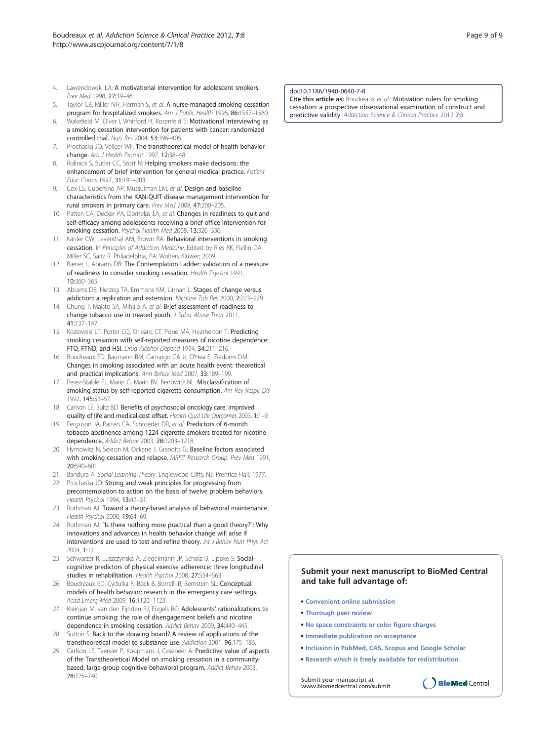4. Lawendowski LA: **A motivational intervention for adolescent smokers.** *Prev Med* 1998, **27**:39–46.
5. Taylor CB, Miller NH, Herman S, *et al*: **A nurse-managed smoking cessation program for hospitalized smokers.** *Am J Public Health* 1996, **86**:1557–1560.
6. Wakefield M, Olver I, Whitford H, Rosenfeld E: **Motivational interviewing as a smoking cessation intervention for patients with cancer: randomized controlled trial.** *Nurs Res* 2004, **53**:396–405.
7. Prochaska JO, Velicer WF: **The transtheoretical model of health behavior change.** *Am J Health Promot* 1997, **12**:38–48.
8. Rollnick S, Butler CC, Stott N: **Helping smokers make decisions: the enhancement of brief intervention for general medical practice.** *Patient Educ Couns* 1997, **31**:191–203.
9. Cox LS, Cupertino AP, Mussulman LM, *et al*: **Design and baseline characteristics from the KAN-QUIT disease management intervention for rural smokers in primary care.** *Prev Med* 2008, **47**:200–205.
10. Patten CA, Decker PA, Dornelas EA, *et al*: **Changes in readiness to quit and self-efficacy among adolescents receiving a brief office intervention for smoking cessation.** *Psychol Health Med* 2008, **13**:326–336.
11. Kahler CW, Leventhal AM, Brown RA: **Behavioral interventions in smoking cessation.** In *Principles of Addiction Medicine*. Edited by Ries RK, Fiellin DA, Miller SC, Saitz R. Philadelphia, PA: Wolters Kluwer; 2009.
12. Biener L, Abrams DB: **The Contemplation Ladder: validation of a measure of readiness to consider smoking cessation.** *Health Psychol* 1991, **10**:360–365.
13. Abrams DB, Herzog TA, Emmons KM, Linnan L: **Stages of change versus addiction: a replication and extension.** *Nicotine Tob Res* 2000, **2**:223–229.
14. Chung T, Maisto SA, Mihalo A, *et al*: **Brief assessment of readiness to change tobacco use in treated youth.** *J Subst Abuse Treat* 2011, **41**:137–147.
15. Kozlowski LT, Porter CQ, Orleans CT, Pope MA, Heatherton T: **Predicting smoking cessation with self-reported measures of nicotine dependence: FTQ, FTND, and HSI.** *Drug Alcohol Depend* 1994, **34**:211–216.
16. Boudreaux ED, Baumann BM, Camargo CA Jr, O'Hea E, Ziedonis DM: **Changes in smoking associated with an acute health event: theoretical and practical implications.** *Ann Behav Med* 2007, **33**:189–199.
17. Perez-Stable EJ, Marin G, Marin BV, Benowitz NL: **Misclassification of smoking status by self-reported cigarette consumption.** *Am Rev Respir Dis* 1992, **145**:53–57.
18. Carlson LE, Bultz BD: **Benefits of psychosocial oncology care: improved quality of life and medical cost offset.** *Health Qual Life Outcomes* 2003, **1**:1–9.
19. Ferguson JA, Patten CA, Schroeder DR, *et al*: **Predictors of 6-month tobacco abstinence among 1224 cigarette smokers treated for nicotine dependence.** *Addict Behav* 2003, **28**:1203–1218.
20. Hymowitz N, Sexton M, Ockene J, Grandits G: **Baseline factors associated with smoking cessation and relapse.** *MRFIT Research Group. Prev Med* 1991, **20**:590–601.
21. Bandura A: *Social Learning Theory*. Englewood Cliffs, NJ: Prentice Hall; 1977.
22. Prochaska JO: **Strong and weak principles for progressing from precontemplation to action on the basis of twelve problem behaviors.** *Health Psychol* 1994, **13**:47–51.
23. Rothman AJ: **Toward a theory-based analysis of behavioral maintenance.** *Health Psychol* 2000, **19**:64–69.
24. Rothman AJ: **"Is there nothing more practical than a good theory?": Why innovations and advances in health behavior change will arise if interventions are used to test and refine theory.** *Int J Behav Nutr Phys Act* 2004, **1**:11.
25. Schwarzer R, Luszczynska A, Ziegelmann JP, Scholz U, Lippke S: **Social-cognitive predictors of physical exercise adherence: three longitudinal studies in rehabilitation.** *Health Psychol* 2008, **27**:S54–S63.
26. Boudreaux ED, Cydulka R, Bock B, Borrelli B, Bernstein SL: **Conceptual models of health behavior: research in the emergency care settings.** *Acad Emerg Med* 2009, **16**:1120–1123.
27. Kleinjan M, van den Eijnden RJ, Engels RC: **Adolescents' rationalizations to continue smoking: the role of disengagement beliefs and nicotine dependence in smoking cessation.** *Addict Behav* 2009, **34**:440–445.
28. Sutton S: **Back to the drawing board? A review of applications of the transtheoretical model to substance use.** *Addiction* 2001, **96**:175–186.
29. Carlson LE, Taenzer P, Koopmans J, Casebeer A: **Predictive value of aspects of the Transtheoretical Model on smoking cessation in a community-based, large-group cognitive behavioral program.** *Addict Behav* 2003, **28**:725–740.

doi:10.1186/1940-0640-7-8

**Cite this article as:** Boudreaux *et al.*: Motivation rulers for smoking cessation: a prospective observational examination of construct and predictive validity. *Addiction Science & Clinical Practice* 2012 **7**:8.

**Submit your next manuscript to BioMed Central and take full advantage of:**

- **Convenient online submission**
- **Thorough peer review**
- **No space constraints or color figure charges**
- **Immediate publication on acceptance**
- **Inclusion in PubMed, CAS, Scopus and Google Scholar**
- **Research which is freely available for redistribution**

Submit your manuscript at
www.biomedcentral.com/submit

BioMed Central